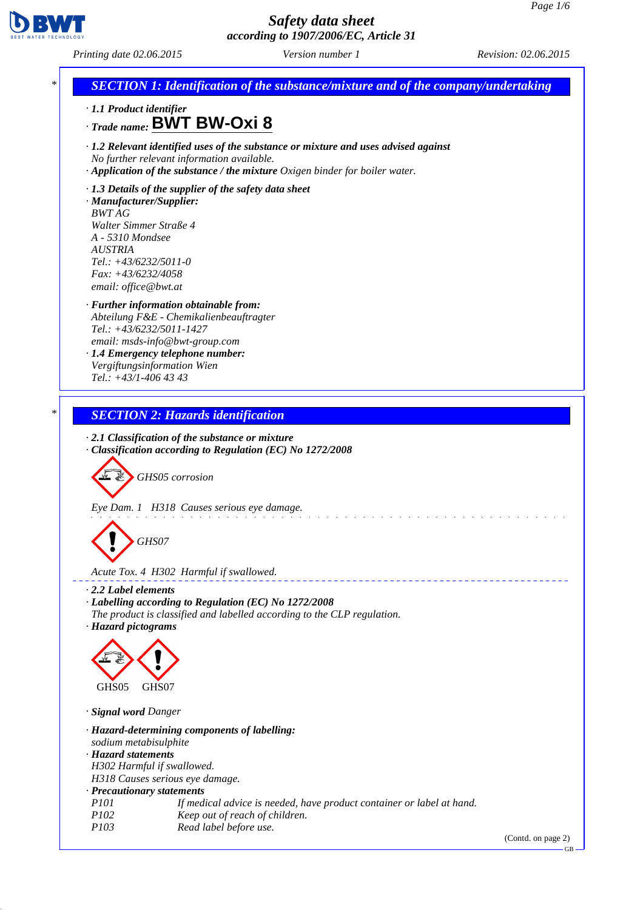# Safety data sheet
according to 1907/2006/EC, Article 31

Printing date 02.06.2015 Version number 1 Revision: 02.06.2015

## SECTION 1: Identification of the substance/mixture and of the company/undertaking

· **1.1 Product identifier**

· **Trade name: BWT BW-Oxi 8**

· **1.2 Relevant identified uses of the substance or mixture and uses advised against**
No further relevant information available.

· **Application of the substance / the mixture** Oxigen binder for boiler water.

· **1.3 Details of the supplier of the safety data sheet**

· **Manufacturer/Supplier:**
BWT AG
Walter Simmer Straße 4
A - 5310 Mondsee
AUSTRIA
Tel.: +43/6232/5011-0
Fax: +43/6232/4058
email: office@bwt.at

· **Further information obtainable from:**
Abteilung F&E - Chemikalienbeauftragter
Tel.: +43/6232/5011-1427
email: msds-info@bwt-group.com

· **1.4 Emergency telephone number:**
Vergiftungsinformation Wien
Tel.: +43/1-406 43 43

## SECTION 2: Hazards identification

· **2.1 Classification of the substance or mixture**

· **Classification according to Regulation (EC) No 1272/2008**

GHS05 corrosion

Eye Dam. 1 H318 Causes serious eye damage.

GHS07

Acute Tox. 4 H302 Harmful if swallowed.

· **2.2 Label elements**

· **Labelling according to Regulation (EC) No 1272/2008**
The product is classified and labelled according to the CLP regulation.

· **Hazard pictograms**

GHS05 GHS07

· **Signal word** Danger

· **Hazard-determining components of labelling:**
sodium metabisulphite

· **Hazard statements**
H302 Harmful if swallowed.
H318 Causes serious eye damage.

· **Precautionary statements**

| | |
|---|---|
| P101 | If medical advice is needed, have product container or label at hand. |
| P102 | Keep out of reach of children. |
| P103 | Read label before use. |

(Contd. on page 2)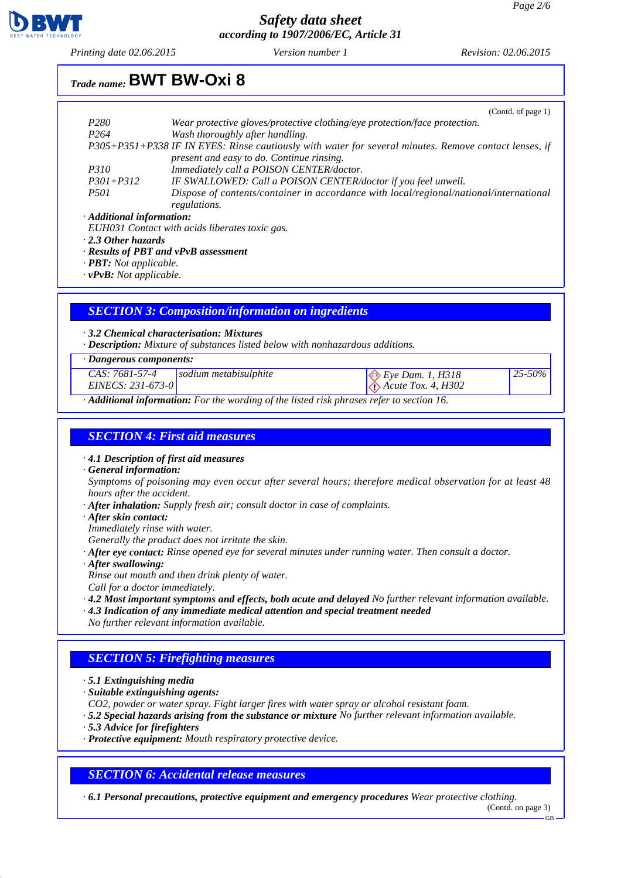(Contd. of page 1)

| | |
|---|---|
| P280 | Wear protective gloves/protective clothing/eye protection/face protection. |
| P264 | Wash thoroughly after handling. |
| P305+P351+P338 | IF IN EYES: Rinse cautiously with water for several minutes. Remove contact lenses, if present and easy to do. Continue rinsing. |
| P310 | Immediately call a POISON CENTER/doctor. |
| P301+P312 | IF SWALLOWED: Call a POISON CENTER/doctor if you feel unwell. |
| P501 | Dispose of contents/container in accordance with local/regional/national/international regulations. |

· **Additional information:**
EUH031 Contact with acids liberates toxic gas.

· **2.3 Other hazards**

· **Results of PBT and vPvB assessment**

· **PBT:** Not applicable.

· **vPvB:** Not applicable.

## SECTION 3: Composition/information on ingredients

· **3.2 Chemical characterisation: Mixtures**

· **Description:** Mixture of substances listed below with nonhazardous additions.

· **Dangerous components:**

| | | | |
|---|---|---|---|
| CAS: 7681-57-4<br>EINECS: 231-673-0 | sodium metabisulphite | Eye Dam. 1, H318<br>Acute Tox. 4, H302 | 25-50% |

· **Additional information:** For the wording of the listed risk phrases refer to section 16.

## SECTION 4: First aid measures

· **4.1 Description of first aid measures**

· **General information:**
Symptoms of poisoning may even occur after several hours; therefore medical observation for at least 48 hours after the accident.

· **After inhalation:** Supply fresh air; consult doctor in case of complaints.

· **After skin contact:**
Immediately rinse with water.
Generally the product does not irritate the skin.

· **After eye contact:** Rinse opened eye for several minutes under running water. Then consult a doctor.

· **After swallowing:**
Rinse out mouth and then drink plenty of water.
Call for a doctor immediately.

· **4.2 Most important symptoms and effects, both acute and delayed** No further relevant information available.

· **4.3 Indication of any immediate medical attention and special treatment needed**
No further relevant information available.

## SECTION 5: Firefighting measures

· **5.1 Extinguishing media**

· **Suitable extinguishing agents:**
$CO_2$, powder or water spray. Fight larger fires with water spray or alcohol resistant foam.

· **5.2 Special hazards arising from the substance or mixture** No further relevant information available.

· **5.3 Advice for firefighters**

· **Protective equipment:** Mouth respiratory protective device.

## SECTION 6: Accidental release measures

· **6.1 Personal precautions, protective equipment and emergency procedures** Wear protective clothing.

(Contd. on page 3)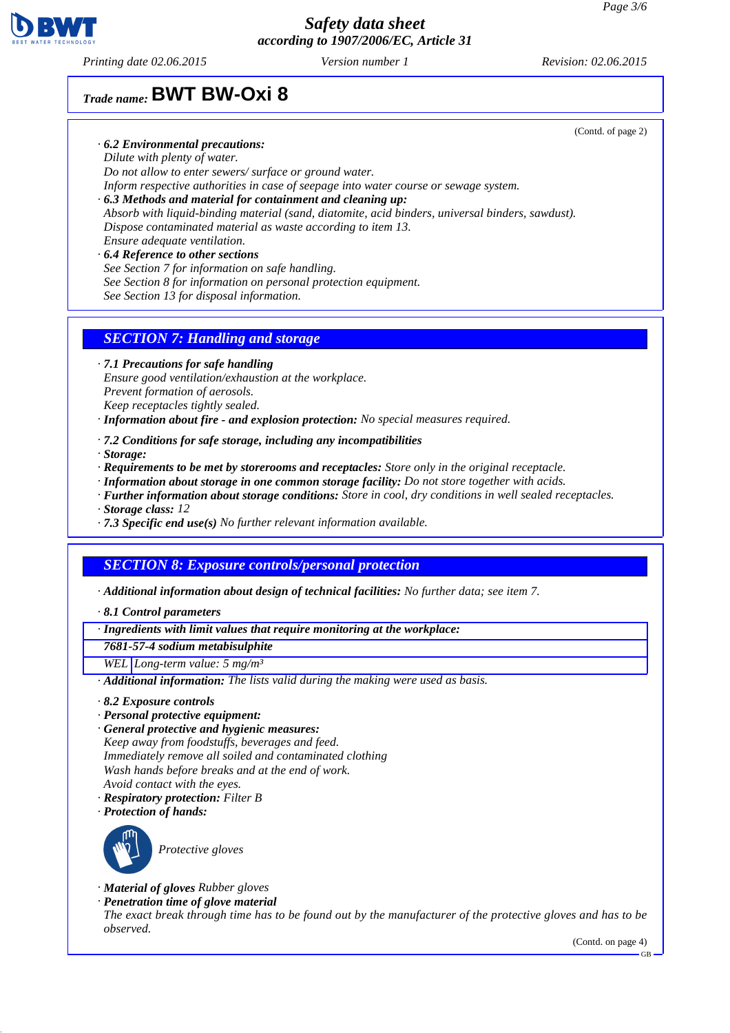## Trade name: BWT BW-Oxi 8

(Contd. of page 2)

· **6.2 Environmental precautions:**
Dilute with plenty of water.
Do not allow to enter sewers/ surface or ground water.
Inform respective authorities in case of seepage into water course or sewage system.

· **6.3 Methods and material for containment and cleaning up:**
Absorb with liquid-binding material (sand, diatomite, acid binders, universal binders, sawdust).
Dispose contaminated material as waste according to item 13.
Ensure adequate ventilation.

· **6.4 Reference to other sections**
See Section 7 for information on safe handling.
See Section 8 for information on personal protection equipment.
See Section 13 for disposal information.

## SECTION 7: Handling and storage

· **7.1 Precautions for safe handling**
Ensure good ventilation/exhaustion at the workplace.
Prevent formation of aerosols.
Keep receptacles tightly sealed.

· **Information about fire - and explosion protection:** No special measures required.

· **7.2 Conditions for safe storage, including any incompatibilities**

· **Storage:**

· **Requirements to be met by storerooms and receptacles:** Store only in the original receptacle.

· **Information about storage in one common storage facility:** Do not store together with acids.

· **Further information about storage conditions:** Store in cool, dry conditions in well sealed receptacles.

· **Storage class:** 12

· **7.3 Specific end use(s)** No further relevant information available.

## SECTION 8: Exposure controls/personal protection

· **Additional information about design of technical facilities:** No further data; see item 7.

· **8.1 Control parameters**

| · Ingredients with limit values that require monitoring at the workplace: | |
|---|---|
| 7681-57-4 sodium metabisulphite | |
| WEL | Long-term value: 5 mg/m³ |

· **Additional information:** The lists valid during the making were used as basis.

· **8.2 Exposure controls**

· **Personal protective equipment:**

· **General protective and hygienic measures:**
Keep away from foodstuffs, beverages and feed.
Immediately remove all soiled and contaminated clothing
Wash hands before breaks and at the end of work.
Avoid contact with the eyes.

· **Respiratory protection:** Filter B

· **Protection of hands:**

Protective gloves

· **Material of gloves** Rubber gloves

· **Penetration time of glove material**
The exact break through time has to be found out by the manufacturer of the protective gloves and has to be observed.

(Contd. on page 4)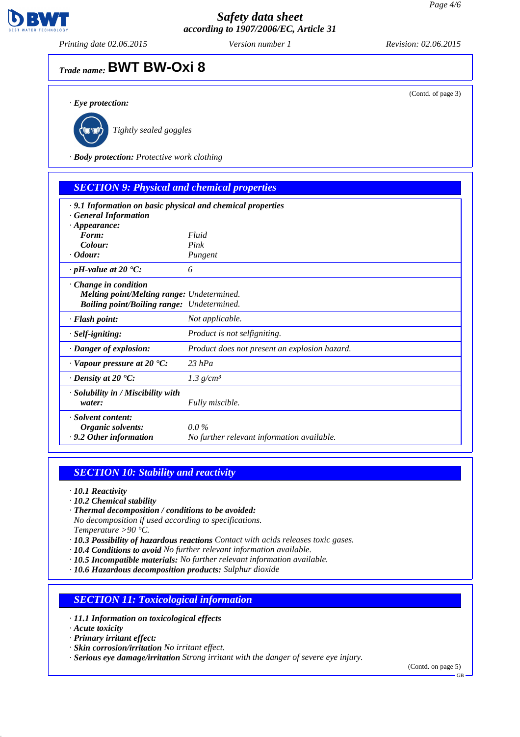**Trade name: BWT BW-Oxi 8**

(Contd. of page 3)

· **Eye protection:**

Tightly sealed goggles

· **Body protection:** Protective work clothing

## SECTION 9: Physical and chemical properties

· **9.1 Information on basic physical and chemical properties**
· **General Information**

| | |
|---|---|
| · **Appearance:** | |
| **Form:** | Fluid |
| **Colour:** | Pink |
| · **Odour:** | Pungent |
| · **pH-value at 20 °C:** | 6 |
| · **Change in condition** | |
| **Melting point/Melting range:** | Undetermined. |
| **Boiling point/Boiling range:** | Undetermined. |
| · **Flash point:** | Not applicable. |
| · **Self-igniting:** | Product is not selfigniting. |
| · **Danger of explosion:** | Product does not present an explosion hazard. |
| · **Vapour pressure at 20 °C:** | 23 hPa |
| · **Density at 20 °C:** | 1.3 g/cm³ |
| · **Solubility in / Miscibility with water:** | Fully miscible. |
| · **Solvent content:** | |
| **Organic solvents:** | 0.0 % |
| · **9.2 Other information** | No further relevant information available. |

## SECTION 10: Stability and reactivity

· **10.1 Reactivity**
· **10.2 Chemical stability**
· **Thermal decomposition / conditions to be avoided:**
No decomposition if used according to specifications.
Temperature >90 °C.
· **10.3 Possibility of hazardous reactions** Contact with acids releases toxic gases.
· **10.4 Conditions to avoid** No further relevant information available.
· **10.5 Incompatible materials:** No further relevant information available.
· **10.6 Hazardous decomposition products:** Sulphur dioxide

## SECTION 11: Toxicological information

· **11.1 Information on toxicological effects**
· **Acute toxicity**
· **Primary irritant effect:**
· **Skin corrosion/irritation** No irritant effect.
· **Serious eye damage/irritation** Strong irritant with the danger of severe eye injury.

(Contd. on page 5)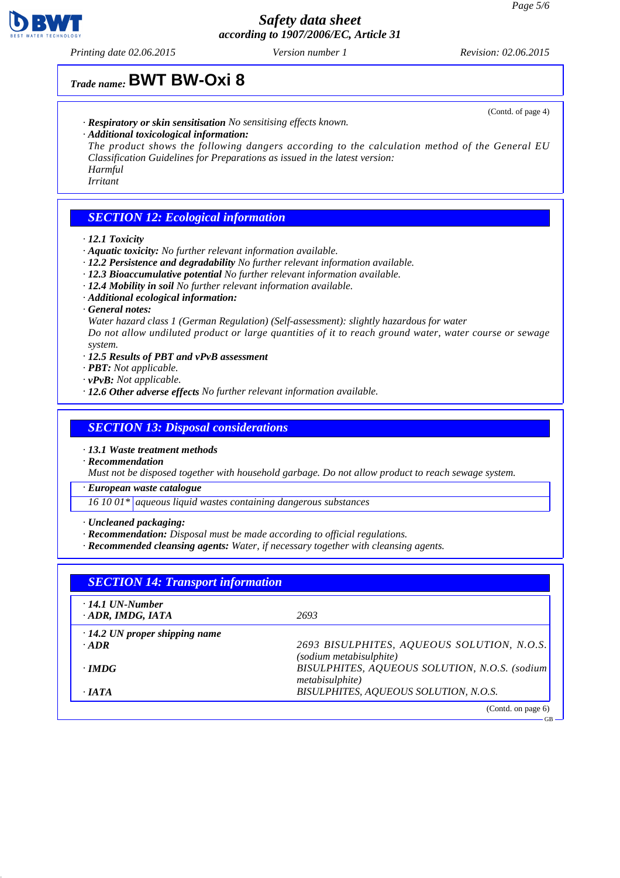**Trade name:** **BWT BW-Oxi 8**

(Contd. of page 4)

· ***Respiratory or skin sensitisation*** *No sensitising effects known.*
· ***Additional toxicological information:***
*The product shows the following dangers according to the calculation method of the General EU Classification Guidelines for Preparations as issued in the latest version:*
*Harmful*
*Irritant*

## SECTION 12: Ecological information

· ***12.1 Toxicity***
· ***Aquatic toxicity:*** *No further relevant information available.*
· ***12.2 Persistence and degradability*** *No further relevant information available.*
· ***12.3 Bioaccumulative potential*** *No further relevant information available.*
· ***12.4 Mobility in soil*** *No further relevant information available.*
· ***Additional ecological information:***
· ***General notes:***
*Water hazard class 1 (German Regulation) (Self-assessment): slightly hazardous for water*
*Do not allow undiluted product or large quantities of it to reach ground water, water course or sewage system.*
· ***12.5 Results of PBT and vPvB assessment***
· ***PBT:*** *Not applicable.*
· ***vPvB:*** *Not applicable.*
· ***12.6 Other adverse effects*** *No further relevant information available.*

## SECTION 13: Disposal considerations

· ***13.1 Waste treatment methods***
· ***Recommendation***
*Must not be disposed together with household garbage. Do not allow product to reach sewage system.*

| · *European waste catalogue* | |
|---|---|
| *16 10 01\** | *aqueous liquid wastes containing dangerous substances* |

· ***Uncleaned packaging:***
· ***Recommendation:*** *Disposal must be made according to official regulations.*
· ***Recommended cleansing agents:*** *Water, if necessary together with cleansing agents.*

## SECTION 14: Transport information

| | |
|---|---|
| · ***14.1 UN-Number*** | |
| · ***ADR, IMDG, IATA*** | *2693* |
| · ***14.2 UN proper shipping name*** | |
| · ***ADR*** | *2693 BISULPHITES, AQUEOUS SOLUTION, N.O.S. (sodium metabisulphite)* |
| · ***IMDG*** | *BISULPHITES, AQUEOUS SOLUTION, N.O.S. (sodium metabisulphite)* |
| · ***IATA*** | *BISULPHITES, AQUEOUS SOLUTION, N.O.S.* |

(Contd. on page 6)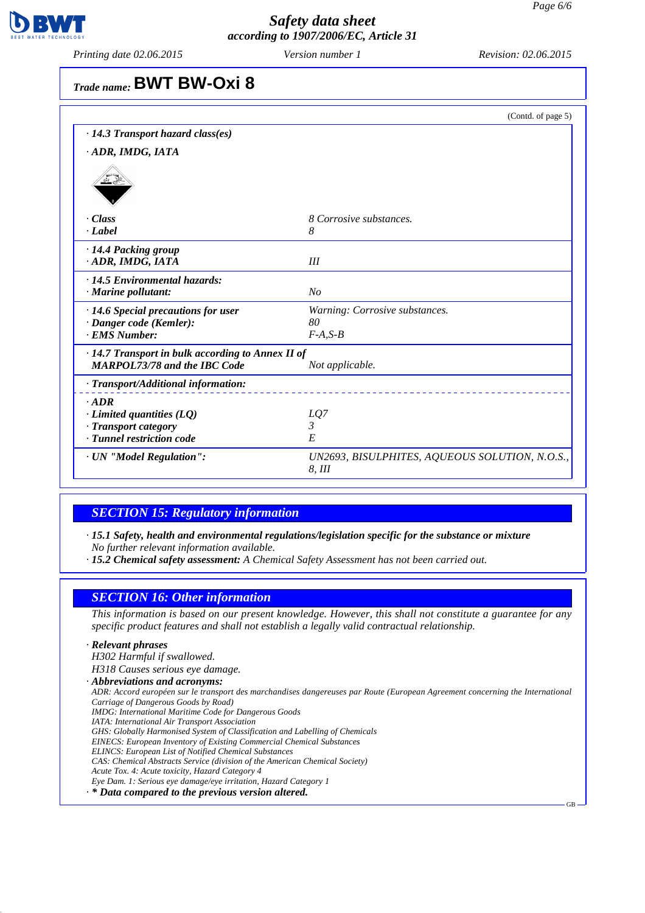Trade name: **BWT BW-Oxi 8**

(Contd. of page 5)

· *14.3 Transport hazard class(es)*

· *ADR, IMDG, IATA*

| | |
|---|---|
| · **Class** | 8 Corrosive substances. |
| · **Label** | 8 |
| · **14.4 Packing group** | |
| · **ADR, IMDG, IATA** | III |
| · **14.5 Environmental hazards:** | |
| · **Marine pollutant:** | No |
| · **14.6 Special precautions for user** | Warning: Corrosive substances. |
| · **Danger code (Kemler):** | 80 |
| · **EMS Number:** | F-A,S-B |
| · **14.7 Transport in bulk according to Annex II of MARPOL73/78 and the IBC Code** | Not applicable. |
| · **Transport/Additional information:** | |
| · **ADR** | |
| · **Limited quantities (LQ)** | LQ7 |
| · **Transport category** | 3 |
| · **Tunnel restriction code** | E |
| · **UN "Model Regulation":** | UN2693, BISULPHITES, AQUEOUS SOLUTION, N.O.S., 8, III |

## SECTION 15: Regulatory information

· ***15.1 Safety, health and environmental regulations/legislation specific for the substance or mixture***
No further relevant information available.
· ***15.2 Chemical safety assessment:*** A Chemical Safety Assessment has not been carried out.

## SECTION 16: Other information

This information is based on our present knowledge. However, this shall not constitute a guarantee for any specific product features and shall not establish a legally valid contractual relationship.

· ***Relevant phrases***
H302 Harmful if swallowed.
H318 Causes serious eye damage.

· ***Abbreviations and acronyms:***
ADR: Accord européen sur le transport des marchandises dangereuses par Route (European Agreement concerning the International Carriage of Dangerous Goods by Road)
IMDG: International Maritime Code for Dangerous Goods
IATA: International Air Transport Association
GHS: Globally Harmonised System of Classification and Labelling of Chemicals
EINECS: European Inventory of Existing Commercial Chemical Substances
ELINCS: European List of Notified Chemical Substances
CAS: Chemical Abstracts Service (division of the American Chemical Society)
Acute Tox. 4: Acute toxicity, Hazard Category 4
Eye Dam. 1: Serious eye damage/eye irritation, Hazard Category 1

· ***\* Data compared to the previous version altered.***